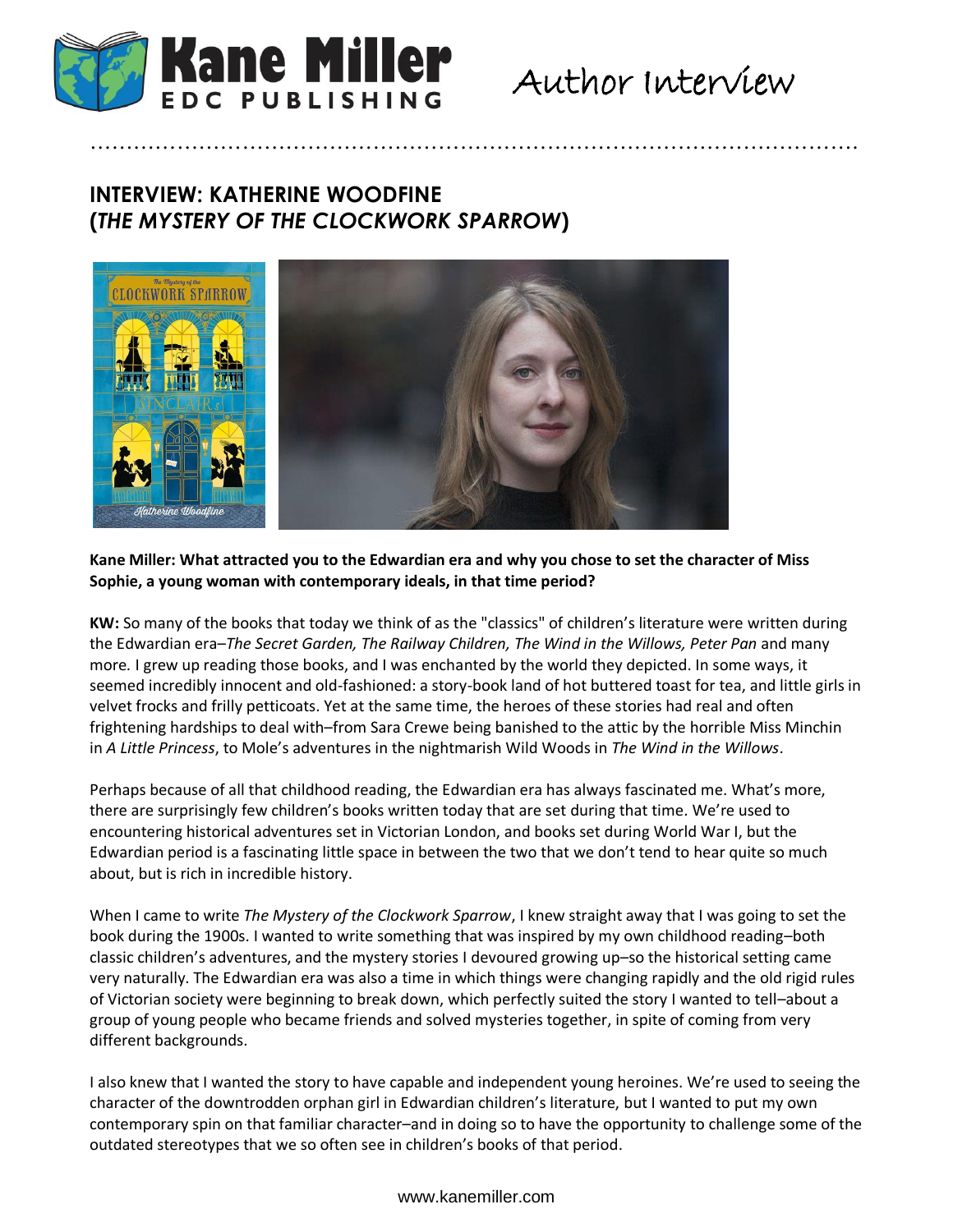Author Interview

## INTERVIEW: KATHERINE WOODFINE (*THE MYSTERY OF THE CLOCKWORK SPARROW*)

**Kane Miller: What attracted you to the Edwardian era and why you chose to set the character of Miss Sophie, a young woman with contemporary ideals, in that time period?**

**KW:** So many of the books that today we think of as the "classics" of children's literature were written during the Edwardian era–*The Secret Garden, The Railway Children, The Wind in the Willows, Peter Pan* and many more. I grew up reading those books, and I was enchanted by the world they depicted. In some ways, it seemed incredibly innocent and old-fashioned: a story-book land of hot buttered toast for tea, and little girls in velvet frocks and frilly petticoats. Yet at the same time, the heroes of these stories had real and often frightening hardships to deal with–from Sara Crewe being banished to the attic by the horrible Miss Minchin in *A Little Princess*, to Mole's adventures in the nightmarish Wild Woods in *The Wind in the Willows*.

Perhaps because of all that childhood reading, the Edwardian era has always fascinated me. What's more, there are surprisingly few children's books written today that are set during that time. We're used to encountering historical adventures set in Victorian London, and books set during World War I, but the Edwardian period is a fascinating little space in between the two that we don't tend to hear quite so much about, but is rich in incredible history.

When I came to write *The Mystery of the Clockwork Sparrow*, I knew straight away that I was going to set the book during the 1900s. I wanted to write something that was inspired by my own childhood reading–both classic children's adventures, and the mystery stories I devoured growing up–so the historical setting came very naturally. The Edwardian era was also a time in which things were changing rapidly and the old rigid rules of Victorian society were beginning to break down, which perfectly suited the story I wanted to tell–about a group of young people who became friends and solved mysteries together, in spite of coming from very different backgrounds.

I also knew that I wanted the story to have capable and independent young heroines. We're used to seeing the character of the downtrodden orphan girl in Edwardian children's literature, but I wanted to put my own contemporary spin on that familiar character–and in doing so to have the opportunity to challenge some of the outdated stereotypes that we so often see in children's books of that period.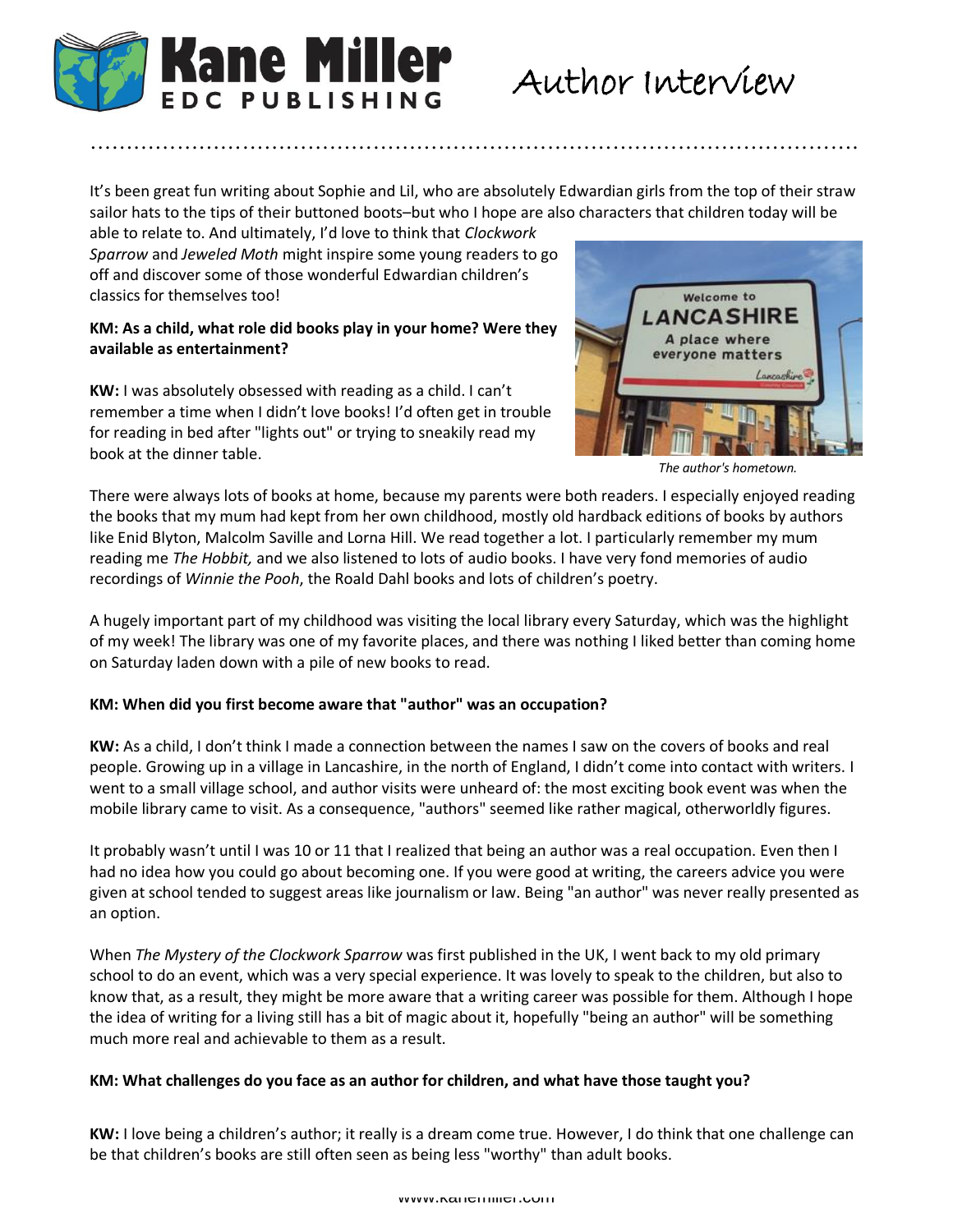It's been great fun writing about Sophie and Lil, who are absolutely Edwardian girls from the top of their straw sailor hats to the tips of their buttoned boots–but who I hope are also characters that children today will be able to relate to. And ultimately, I'd love to think that *Clockwork Sparrow* and *Jeweled Moth* might inspire some young readers to go off and discover some of those wonderful Edwardian children's classics for themselves too!

**KM: As a child, what role did books play in your home? Were they available as entertainment?**

**KW:** I was absolutely obsessed with reading as a child. I can't remember a time when I didn't love books! I'd often get in trouble for reading in bed after "lights out" or trying to sneakily read my book at the dinner table.

*The author's hometown.*

There were always lots of books at home, because my parents were both readers. I especially enjoyed reading the books that my mum had kept from her own childhood, mostly old hardback editions of books by authors like Enid Blyton, Malcolm Saville and Lorna Hill. We read together a lot. I particularly remember my mum reading me *The Hobbit,* and we also listened to lots of audio books. I have very fond memories of audio recordings of *Winnie the Pooh*, the Roald Dahl books and lots of children's poetry.

A hugely important part of my childhood was visiting the local library every Saturday, which was the highlight of my week! The library was one of my favorite places, and there was nothing I liked better than coming home on Saturday laden down with a pile of new books to read.

**KM: When did you first become aware that "author" was an occupation?**

**KW:** As a child, I don't think I made a connection between the names I saw on the covers of books and real people. Growing up in a village in Lancashire, in the north of England, I didn't come into contact with writers. I went to a small village school, and author visits were unheard of: the most exciting book event was when the mobile library came to visit. As a consequence, "authors" seemed like rather magical, otherworldly figures.

It probably wasn't until I was 10 or 11 that I realized that being an author was a real occupation. Even then I had no idea how you could go about becoming one. If you were good at writing, the careers advice you were given at school tended to suggest areas like journalism or law. Being "an author" was never really presented as an option.

When *The Mystery of the Clockwork Sparrow* was first published in the UK, I went back to my old primary school to do an event, which was a very special experience. It was lovely to speak to the children, but also to know that, as a result, they might be more aware that a writing career was possible for them. Although I hope the idea of writing for a living still has a bit of magic about it, hopefully "being an author" will be something much more real and achievable to them as a result.

**KM: What challenges do you face as an author for children, and what have those taught you?**

**KW:** I love being a children's author; it really is a dream come true. However, I do think that one challenge can be that children's books are still often seen as being less "worthy" than adult books.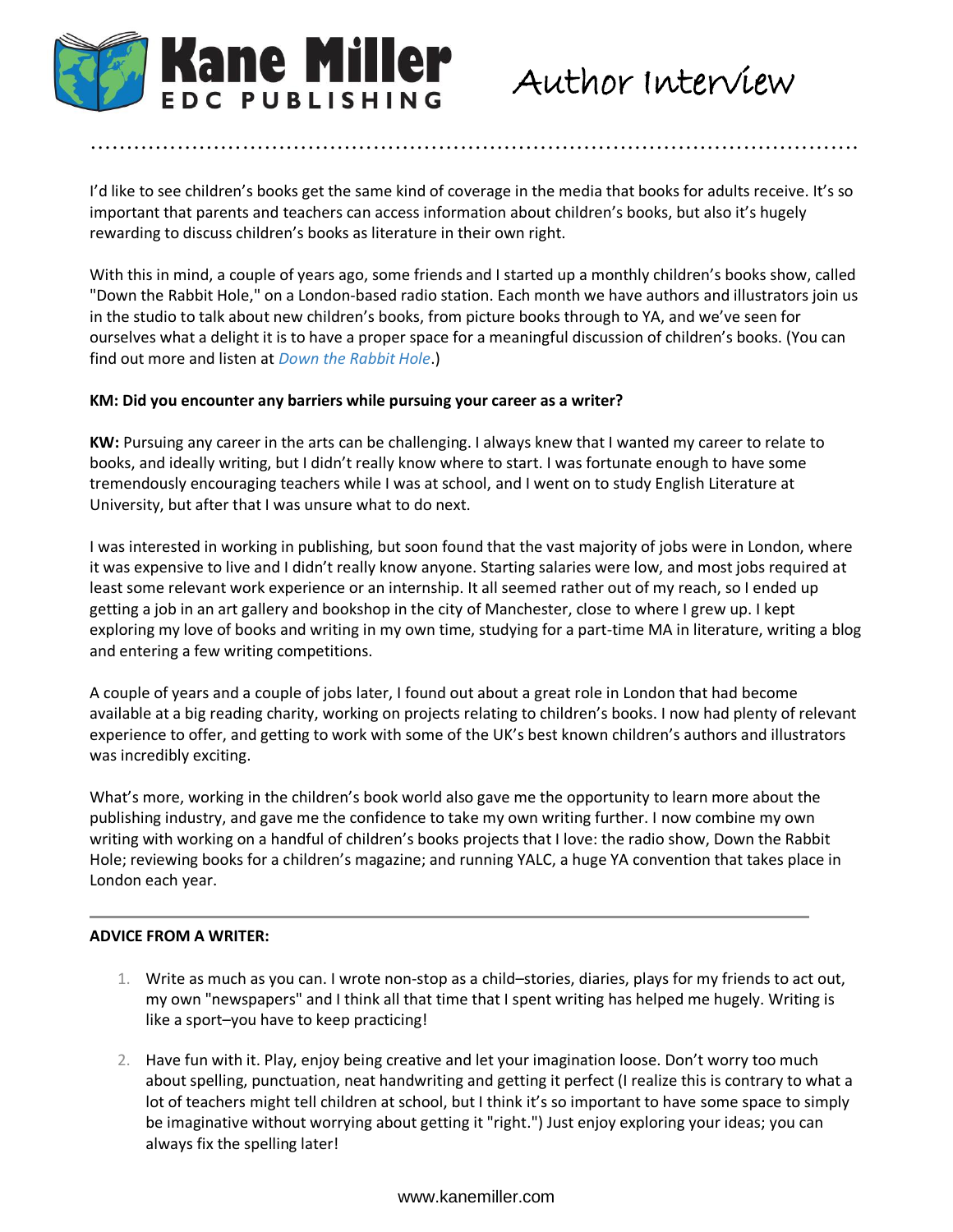I'd like to see children's books get the same kind of coverage in the media that books for adults receive. It's so important that parents and teachers can access information about children's books, but also it's hugely rewarding to discuss children's books as literature in their own right.

With this in mind, a couple of years ago, some friends and I started up a monthly children's books show, called "Down the Rabbit Hole," on a London-based radio station. Each month we have authors and illustrators join us in the studio to talk about new children's books, from picture books through to YA, and we've seen for ourselves what a delight it is to have a proper space for a meaningful discussion of children's books. (You can find out more and listen at *Down the Rabbit Hole*.)

**KM: Did you encounter any barriers while pursuing your career as a writer?**

**KW:** Pursuing any career in the arts can be challenging. I always knew that I wanted my career to relate to books, and ideally writing, but I didn't really know where to start. I was fortunate enough to have some tremendously encouraging teachers while I was at school, and I went on to study English Literature at University, but after that I was unsure what to do next.

I was interested in working in publishing, but soon found that the vast majority of jobs were in London, where it was expensive to live and I didn't really know anyone. Starting salaries were low, and most jobs required at least some relevant work experience or an internship. It all seemed rather out of my reach, so I ended up getting a job in an art gallery and bookshop in the city of Manchester, close to where I grew up. I kept exploring my love of books and writing in my own time, studying for a part-time MA in literature, writing a blog and entering a few writing competitions.

A couple of years and a couple of jobs later, I found out about a great role in London that had become available at a big reading charity, working on projects relating to children's books. I now had plenty of relevant experience to offer, and getting to work with some of the UK's best known children's authors and illustrators was incredibly exciting.

What's more, working in the children's book world also gave me the opportunity to learn more about the publishing industry, and gave me the confidence to take my own writing further. I now combine my own writing with working on a handful of children's books projects that I love: the radio show, Down the Rabbit Hole; reviewing books for a children's magazine; and running YALC, a huge YA convention that takes place in London each year.

---

**ADVICE FROM A WRITER:**

1. Write as much as you can. I wrote non-stop as a child–stories, diaries, plays for my friends to act out, my own "newspapers" and I think all that time that I spent writing has helped me hugely. Writing is like a sport–you have to keep practicing!

2. Have fun with it. Play, enjoy being creative and let your imagination loose. Don't worry too much about spelling, punctuation, neat handwriting and getting it perfect (I realize this is contrary to what a lot of teachers might tell children at school, but I think it's so important to have some space to simply be imaginative without worrying about getting it "right.") Just enjoy exploring your ideas; you can always fix the spelling later!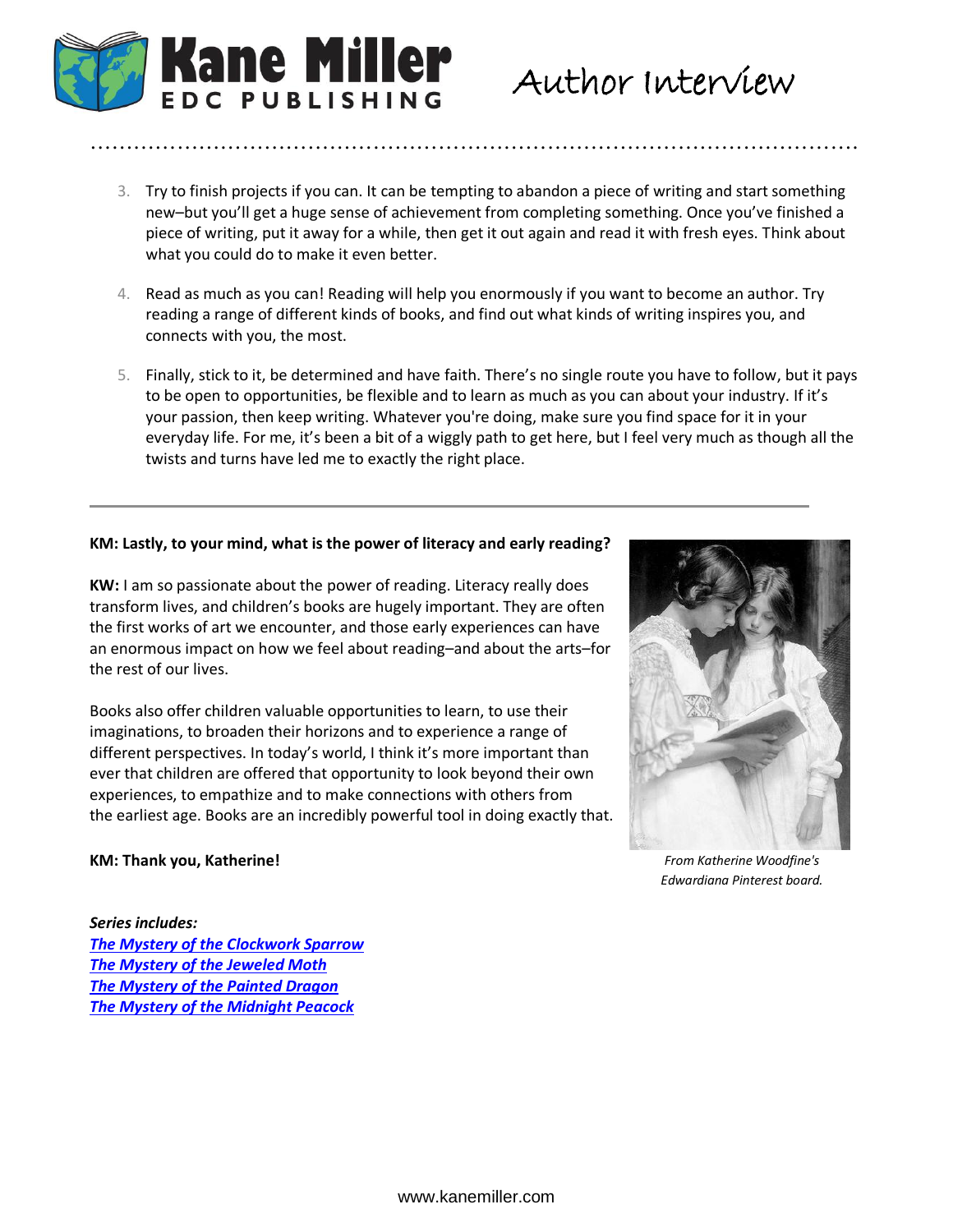3. Try to finish projects if you can. It can be tempting to abandon a piece of writing and start something new–but you'll get a huge sense of achievement from completing something. Once you've finished a piece of writing, put it away for a while, then get it out again and read it with fresh eyes. Think about what you could do to make it even better.

4. Read as much as you can! Reading will help you enormously if you want to become an author. Try reading a range of different kinds of books, and find out what kinds of writing inspires you, and connects with you, the most.

5. Finally, stick to it, be determined and have faith. There's no single route you have to follow, but it pays to be open to opportunities, be flexible and to learn as much as you can about your industry. If it's your passion, then keep writing. Whatever you're doing, make sure you find space for it in your everyday life. For me, it's been a bit of a wiggly path to get here, but I feel very much as though all the twists and turns have led me to exactly the right place.

---

**KM: Lastly, to your mind, what is the power of literacy and early reading?**

**KW:** I am so passionate about the power of reading. Literacy really does transform lives, and children's books are hugely important. They are often the first works of art we encounter, and those early experiences can have an enormous impact on how we feel about reading–and about the arts–for the rest of our lives.

Books also offer children valuable opportunities to learn, to use their imaginations, to broaden their horizons and to experience a range of different perspectives. In today's world, I think it's more important than ever that children are offered that opportunity to look beyond their own experiences, to empathize and to make connections with others from the earliest age. Books are an incredibly powerful tool in doing exactly that.

*From Katherine Woodfine's Edwardiana Pinterest board.*

**KM: Thank you, Katherine!**

***Series includes:***
***The Mystery of the Clockwork Sparrow***
***The Mystery of the Jeweled Moth***
***The Mystery of the Painted Dragon***
***The Mystery of the Midnight Peacock***